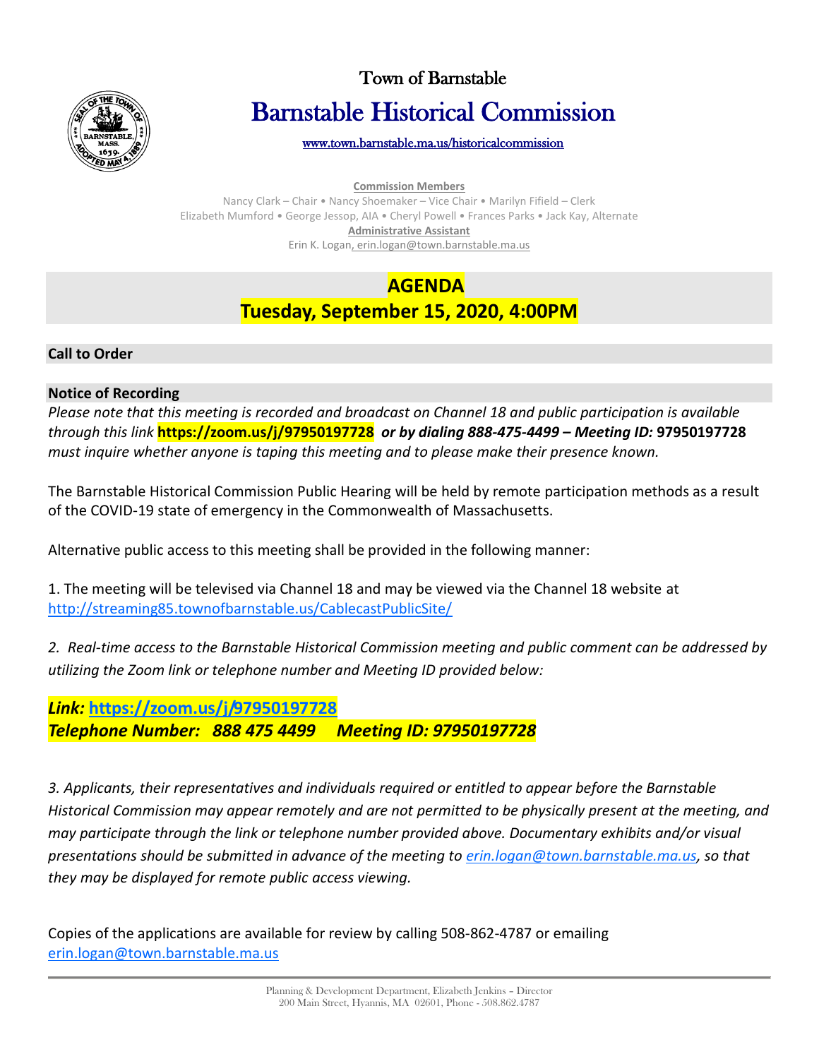# Town of Barnstable

# Barnstable Historical Commission

www.town.barnstable.ma.us/historicalcommission

**Commission Members**

Nancy Clark – Chair • Nancy Shoemaker – Vice Chair • Marilyn Fifield – Clerk
Elizabeth Mumford • George Jessop, AIA • Cheryl Powell • Frances Parks • Jack Kay, Alternate

**Administrative Assistant**

Erin K. Logan, erin.logan@town.barnstable.ma.us

## AGENDA
## Tuesday, September 15, 2020, 4:00PM

### Call to Order

### Notice of Recording

*Please note that this meeting is recorded and broadcast on Channel 18 and public participation is available through this link* **https://zoom.us/j/97950197728** ***or by dialing 888-475-4499 – Meeting ID:*** **97950197728** *must inquire whether anyone is taping this meeting and to please make their presence known.*

The Barnstable Historical Commission Public Hearing will be held by remote participation methods as a result of the COVID-19 state of emergency in the Commonwealth of Massachusetts.

Alternative public access to this meeting shall be provided in the following manner:

1. The meeting will be televised via Channel 18 and may be viewed via the Channel 18 website at http://streaming85.townofbarnstable.us/CablecastPublicSite/

*2. Real-time access to the Barnstable Historical Commission meeting and public comment can be addressed by utilizing the Zoom link or telephone number and Meeting ID provided below:*

***Link:* https://zoom.us/j/97950197728**
***Telephone Number: 888 475 4499 Meeting ID: 97950197728***

*3. Applicants, their representatives and individuals required or entitled to appear before the Barnstable Historical Commission may appear remotely and are not permitted to be physically present at the meeting, and may participate through the link or telephone number provided above. Documentary exhibits and/or visual presentations should be submitted in advance of the meeting to erin.logan@town.barnstable.ma.us, so that they may be displayed for remote public access viewing.*

Copies of the applications are available for review by calling 508-862-4787 or emailing erin.logan@town.barnstable.ma.us

Planning & Development Department, Elizabeth Jenkins – Director
200 Main Street, Hyannis, MA 02601, Phone - 508.862.4787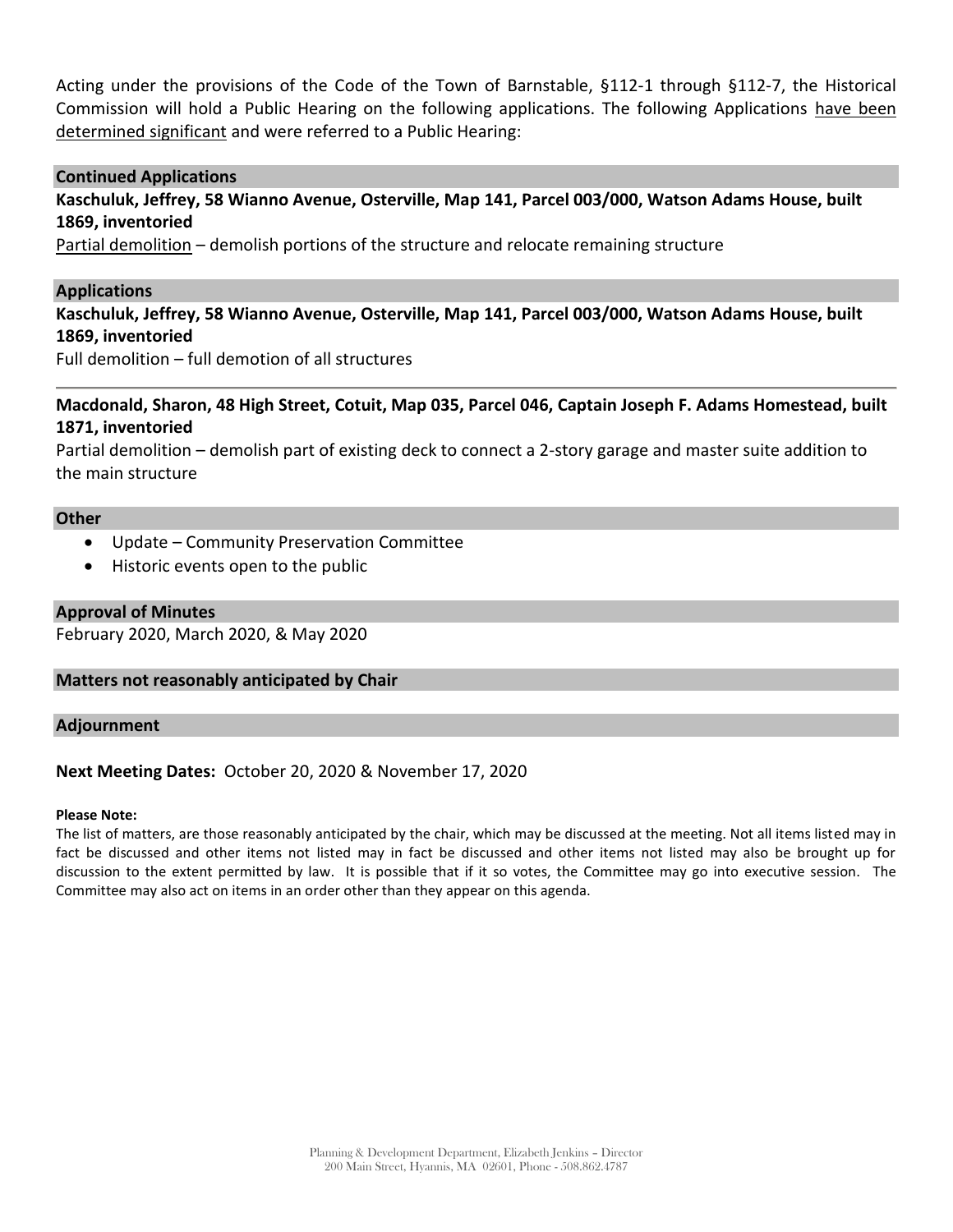Acting under the provisions of the Code of the Town of Barnstable, §112-1 through §112-7, the Historical Commission will hold a Public Hearing on the following applications. The following Applications have been determined significant and were referred to a Public Hearing:

## Continued Applications

**Kaschuluk, Jeffrey, 58 Wianno Avenue, Osterville, Map 141, Parcel 003/000, Watson Adams House, built 1869, inventoried**

Partial demolition – demolish portions of the structure and relocate remaining structure

## Applications

**Kaschuluk, Jeffrey, 58 Wianno Avenue, Osterville, Map 141, Parcel 003/000, Watson Adams House, built 1869, inventoried**

Full demolition – full demotion of all structures

---

**Macdonald, Sharon, 48 High Street, Cotuit, Map 035, Parcel 046, Captain Joseph F. Adams Homestead, built 1871, inventoried**

Partial demolition – demolish part of existing deck to connect a 2-story garage and master suite addition to the main structure

## Other

- Update – Community Preservation Committee
- Historic events open to the public

## Approval of Minutes

February 2020, March 2020, & May 2020

## Matters not reasonably anticipated by Chair

## Adjournment

**Next Meeting Dates:** October 20, 2020 & November 17, 2020

**Please Note:**

The list of matters, are those reasonably anticipated by the chair, which may be discussed at the meeting. Not all items listed may in fact be discussed and other items not listed may in fact be discussed and other items not listed may also be brought up for discussion to the extent permitted by law. It is possible that if it so votes, the Committee may go into executive session. The Committee may also act on items in an order other than they appear on this agenda.

Planning & Development Department, Elizabeth Jenkins – Director
200 Main Street, Hyannis, MA 02601, Phone - 508.862.4787